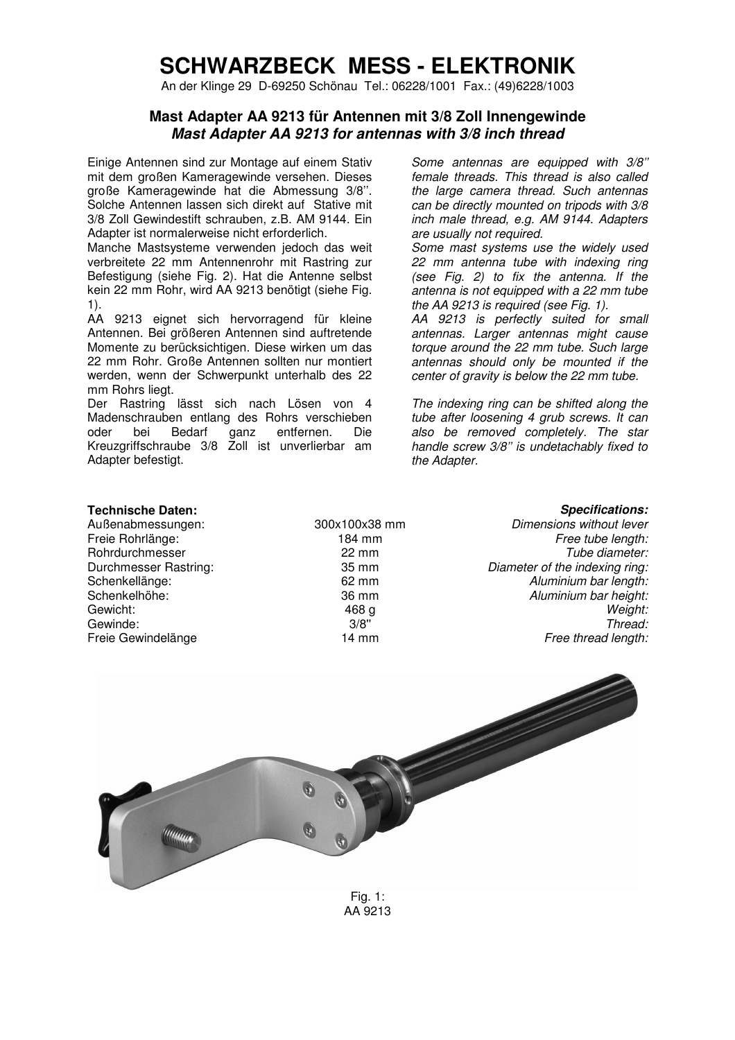# SCHWARZBECK MESS - ELEKTRONIK

An der Klinge 29 D-69250 Schönau Tel.: 06228/1001 Fax.: (49)6228/1003

## Mast Adapter AA 9213 für Antennen mit 3/8 Zoll Innengewinde
## *Mast Adapter AA 9213 for antennas with 3/8 inch thread*

Einige Antennen sind zur Montage auf einem Stativ mit dem großen Kameragewinde versehen. Dieses große Kameragewinde hat die Abmessung 3/8''. Solche Antennen lassen sich direkt auf Stative mit 3/8 Zoll Gewindestift schrauben, z.B. AM 9144. Ein Adapter ist normalerweise nicht erforderlich.
Manche Mastsysteme verwenden jedoch das weit verbreitete 22 mm Antennenrohr mit Rastring zur Befestigung (siehe Fig. 2). Hat die Antenne selbst kein 22 mm Rohr, wird AA 9213 benötigt (siehe Fig. 1).
AA 9213 eignet sich hervorragend für kleine Antennen. Bei größeren Antennen sind auftretende Momente zu berücksichtigen. Diese wirken um das 22 mm Rohr. Große Antennen sollten nur montiert werden, wenn der Schwerpunkt unterhalb des 22 mm Rohrs liegt.
Der Rastring lässt sich nach Lösen von 4 Madenschrauben entlang des Rohrs verschieben oder bei Bedarf ganz entfernen. Die Kreuzgriffschraube 3/8 Zoll ist unverlierbar am Adapter befestigt.

*Some antennas are equipped with 3/8'' female threads. This thread is also called the large camera thread. Such antennas can be directly mounted on tripods with 3/8 inch male thread, e.g. AM 9144. Adapters are usually not required.*
*Some mast systems use the widely used 22 mm antenna tube with indexing ring (see Fig. 2) to fix the antenna. If the antenna is not equipped with a 22 mm tube the AA 9213 is required (see Fig. 1).*
*AA 9213 is perfectly suited for small antennas. Larger antennas might cause torque around the 22 mm tube. Such large antennas should only be mounted if the center of gravity is below the 22 mm tube.*

*The indexing ring can be shifted along the tube after loosening 4 grub screws. It can also be removed completely. The star handle screw 3/8'' is undetachably fixed to the Adapter.*

| **Technische Daten:** | | ***Specifications:*** |
|---|---|---|
| Außenabmessungen: | 300x100x38 mm | *Dimensions without lever* |
| Freie Rohrlänge: | 184 mm | *Free tube length:* |
| Rohrdurchmesser | 22 mm | *Tube diameter:* |
| Durchmesser Rastring: | 35 mm | *Diameter of the indexing ring:* |
| Schenkellänge: | 62 mm | *Aluminium bar length:* |
| Schenkelhöhe: | 36 mm | *Aluminium bar height:* |
| Gewicht: | 468 g | *Weight:* |
| Gewinde: | 3/8'' | *Thread:* |
| Freie Gewindelänge | 14 mm | *Free thread length:* |

Fig. 1:
AA 9213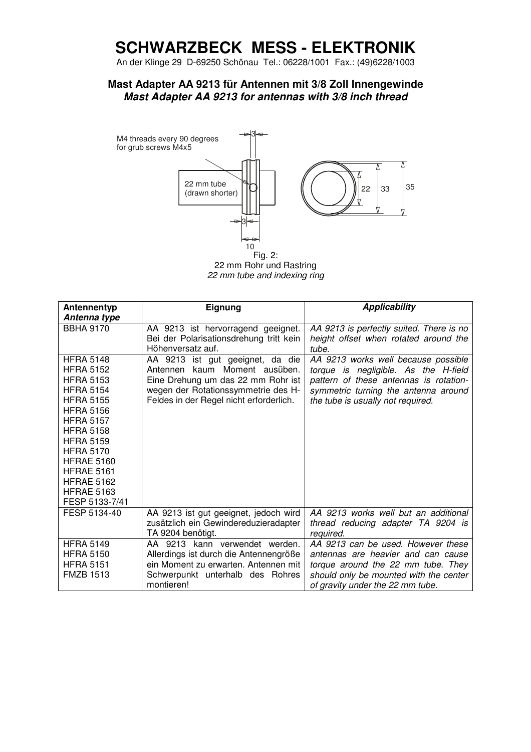# SCHWARZBECK MESS - ELEKTRONIK

An der Klinge 29 D-69250 Schönau Tel.: 06228/1001 Fax.: (49)6228/1003

## Mast Adapter AA 9213 für Antennen mit 3/8 Zoll Innengewinde

## *Mast Adapter AA 9213 for antennas with 3/8 inch thread*

M4 threads every 90 degrees
for grub screws M4x5

22 mm tube
(drawn shorter)

3

3

10

22

33

35

Fig. 2:
22 mm Rohr und Rastring
*22 mm tube and indexing ring*

| **Antennentyp** ***Antenna type*** | **Eignung** | ***Applicability*** |
|---|---|---|
| BBHA 9170 | AA 9213 ist hervorragend geeignet. Bei der Polarisationsdrehung tritt kein Höhenversatz auf. | *AA 9213 is perfectly suited. There is no height offset when rotated around the tube.* |
| HFRA 5148<br>HFRA 5152<br>HFRA 5153<br>HFRA 5154<br>HFRA 5155<br>HFRA 5156<br>HFRA 5157<br>HFRA 5158<br>HFRA 5159<br>HFRA 5170<br>HFRAE 5160<br>HFRAE 5161<br>HFRAE 5162<br>HFRAE 5163<br>FESP 5133-7/41 | AA 9213 ist gut geeignet, da die Antennen kaum Moment ausüben. Eine Drehung um das 22 mm Rohr ist wegen der Rotationssymmetrie des H-Feldes in der Regel nicht erforderlich. | *AA 9213 works well because possible torque is negligible. As the H-field pattern of these antennas is rotation-symmetric turning the antenna around the tube is usually not required.* |
| FESP 5134-40 | AA 9213 ist gut geeignet, jedoch wird zusätzlich ein Gewindereduzieradapter TA 9204 benötigt. | *AA 9213 works well but an additional thread reducing adapter TA 9204 is required.* |
| HFRA 5149<br>HFRA 5150<br>HFRA 5151<br>FMZB 1513 | AA 9213 kann verwendet werden. Allerdings ist durch die Antennengröße ein Moment zu erwarten. Antennen mit Schwerpunkt unterhalb des Rohres montieren! | *AA 9213 can be used. However these antennas are heavier and can cause torque around the 22 mm tube. They should only be mounted with the center of gravity under the 22 mm tube.* |